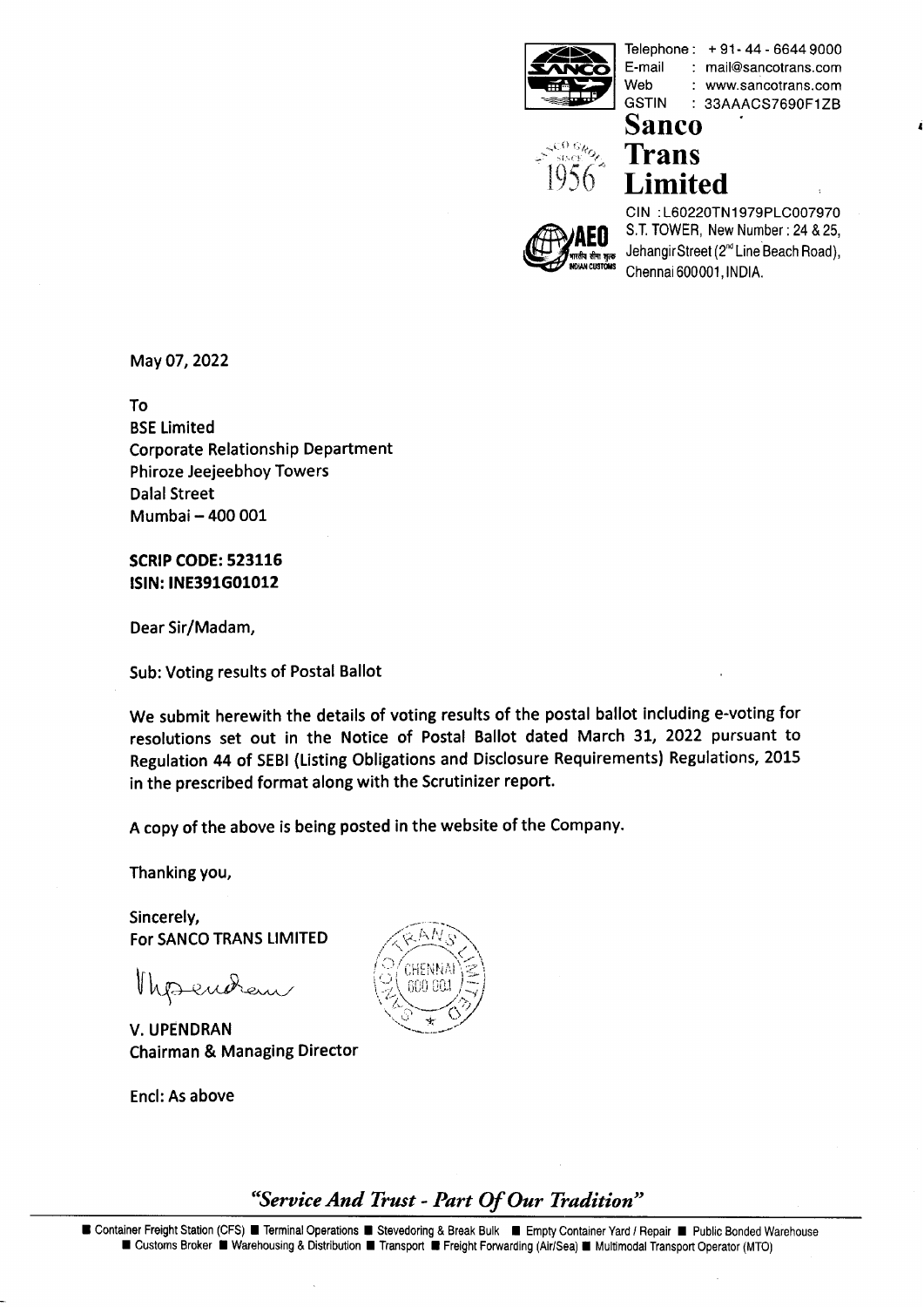Telephone : + 91 - 44 - 6644 9000
E-mail : mail@sancotrans.com
Web : www.sancotrans.com
GSTIN : 33AAACS7690F1ZB

# Sanco Trans Limited

CIN : L60220TN1979PLC007970
S.T. TOWER, New Number : 24 & 25,
Jehangir Street (2nd Line Beach Road),
Chennai 600001, INDIA.

May 07, 2022

To
BSE Limited
Corporate Relationship Department
Phiroze Jeejeebhoy Towers
Dalal Street
Mumbai – 400 001

**SCRIP CODE: 523116**
**ISIN: INE391G01012**

Dear Sir/Madam,

Sub: Voting results of Postal Ballot

We submit herewith the details of voting results of the postal ballot including e-voting for resolutions set out in the Notice of Postal Ballot dated March 31, 2022 pursuant to Regulation 44 of SEBI (Listing Obligations and Disclosure Requirements) Regulations, 2015 in the prescribed format along with the Scrutinizer report.

A copy of the above is being posted in the website of the Company.

Thanking you,

Sincerely,
For SANCO TRANS LIMITED

V. UPENDRAN
Chairman & Managing Director

Encl: As above

*"Service And Trust - Part Of Our Tradition"*

■ Container Freight Station (CFS) ■ Terminal Operations ■ Stevedoring & Break Bulk ■ Empty Container Yard / Repair ■ Public Bonded Warehouse ■ Customs Broker ■ Warehousing & Distribution ■ Transport ■ Freight Forwarding (Air/Sea) ■ Multimodal Transport Operator (MTO)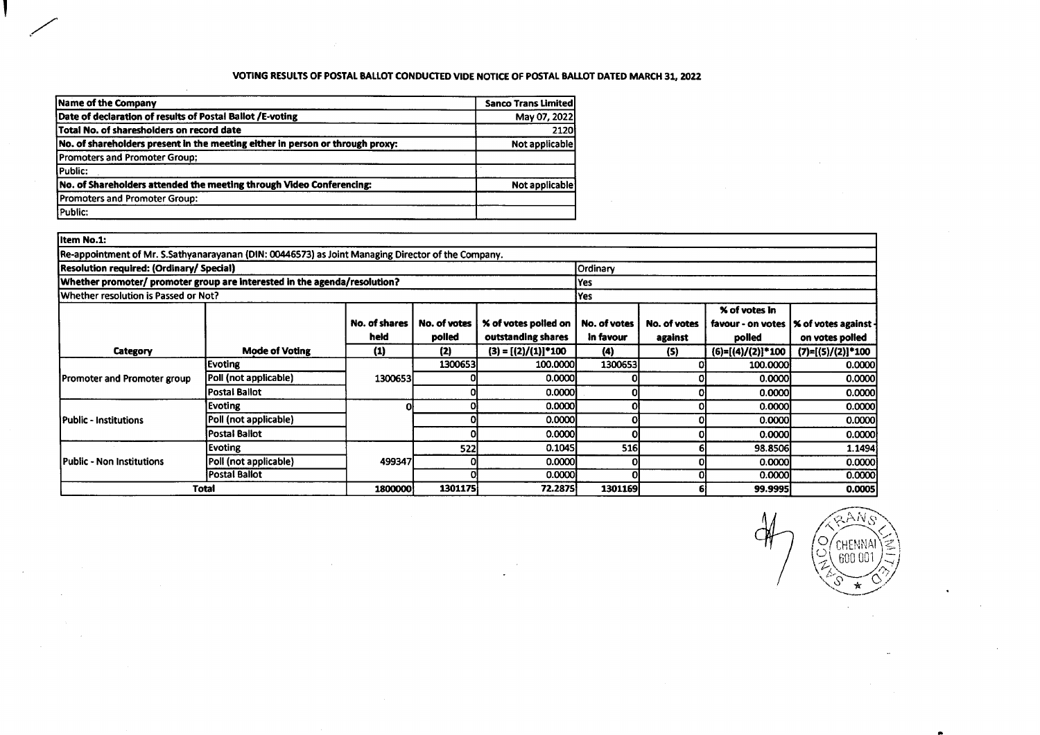## VOTING RESULTS OF POSTAL BALLOT CONDUCTED VIDE NOTICE OF POSTAL BALLOT DATED MARCH 31, 2022

| Name of the Company | Sanco Trans Limited |
|---|---|
| Date of declaration of results of Postal Ballot /E-voting | May 07, 2022 |
| Total No. of shareholders on record date | 2120 |
| No. of shareholders present in the meeting either in person or through proxy: | Not applicable |
| Promoters and Promoter Group: | |
| Public: | |
| No. of Shareholders attended the meeting through Video Conferencing: | Not applicable |
| Promoters and Promoter Group: | |
| Public: | |

| Item No.1: | | | | | | | | |
|---|---|---|---|---|---|---|---|---|
| Re-appointment of Mr. S.Sathyanarayanan (DIN: 00446573) as Joint Managing Director of the Company. | | | | | | | | |
| Resolution required: (Ordinary/ Special) | | | | | Ordinary | | | |
| Whether promoter/ promoter group are interested in the agenda/resolution? | | | | | Yes | | | |
| Whether resolution is Passed or Not? | | | | | Yes | | | |
| Category | Mode of Voting | No. of shares held (1) | No. of votes polled (2) | % of votes polled on outstanding shares (3) = [(2)/(1)]*100 | No. of votes in favour (4) | No. of votes against (5) | % of votes in favour - on votes polled (6)=[(4)/(2)]*100 | % of votes against - on votes polled (7)=[(5)/(2)]*100 |
| Promoter and Promoter group | Evoting | 1300653 | 1300653 | 100.0000 | 1300653 | 0 | 100.0000 | 0.0000 |
| | Poll (not applicable) | | 0 | 0.0000 | 0 | 0 | 0.0000 | 0.0000 |
| | Postal Ballot | | 0 | 0.0000 | 0 | 0 | 0.0000 | 0.0000 |
| Public - Institutions | Evoting | 0 | 0 | 0.0000 | 0 | 0 | 0.0000 | 0.0000 |
| | Poll (not applicable) | | 0 | 0.0000 | 0 | 0 | 0.0000 | 0.0000 |
| | Postal Ballot | | 0 | 0.0000 | 0 | 0 | 0.0000 | 0.0000 |
| Public - Non Institutions | Evoting | 499347 | 522 | 0.1045 | 516 | 6 | 98.8506 | 1.1494 |
| | Poll (not applicable) | | 0 | 0.0000 | 0 | 0 | 0.0000 | 0.0000 |
| | Postal Ballot | | 0 | 0.0000 | 0 | 0 | 0.0000 | 0.0000 |
| Total | | 1800000 | 1301175 | 72.2875 | 1301169 | 6 | 99.9995 | 0.0005 |

SANCO TRANS LIMITED CHENNAI 600 001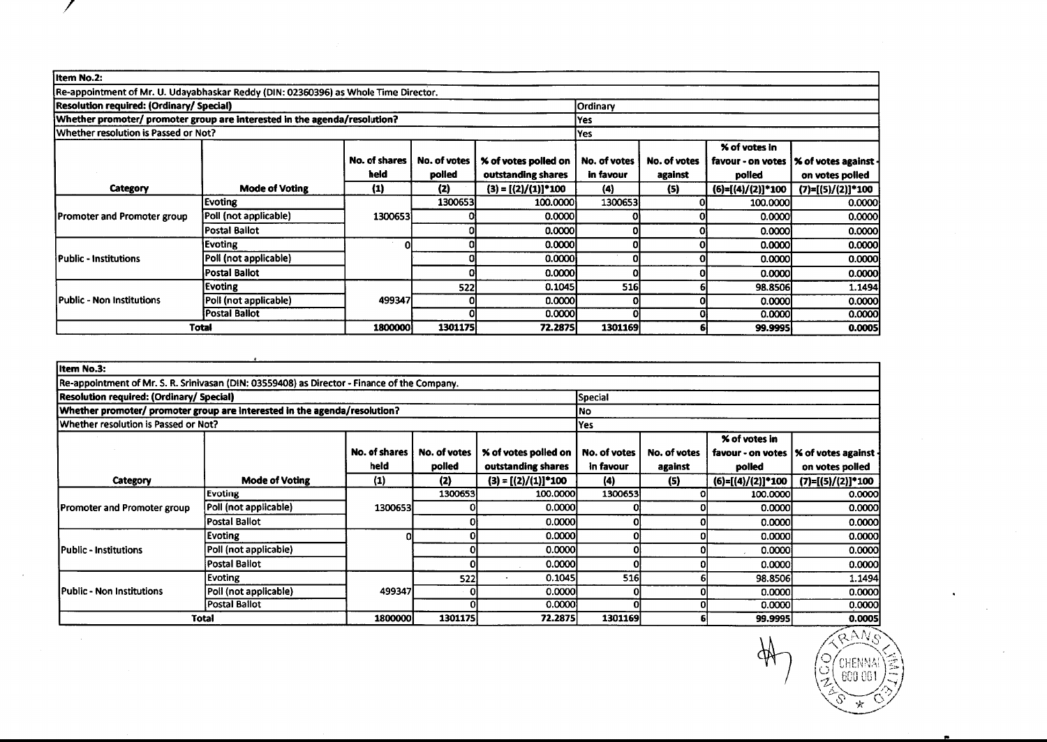| Item No.2: | | | | | | | | |
|---|---|---|---|---|---|---|---|---|
| Re-appointment of Mr. U. Udayabhaskar Reddy (DIN: 02360396) as Whole Time Director. | | | | | | | | |
| Resolution required: (Ordinary/ Special) | | | | Ordinary | | | | |
| Whether promoter/ promoter group are interested in the agenda/resolution? | | | | Yes | | | | |
| Whether resolution is Passed or Not? | | | | Yes | | | | |
| Category | Mode of Voting | No. of shares held (1) | No. of votes polled (2) | % of votes polled on outstanding shares (3) = [(2)/(1)]*100 | No. of votes in favour (4) | No. of votes against (5) | % of votes in favour - on votes polled (6)=[(4)/(2)]*100 | % of votes against - on votes polled (7)=[(5)/(2)]*100 |
| Promoter and Promoter group | Evoting | 1300653 | 1300653 | 100.0000 | 1300653 | 0 | 100.0000 | 0.0000 |
| | Poll (not applicable) | | 0 | 0.0000 | 0 | 0 | 0.0000 | 0.0000 |
| | Postal Ballot | | 0 | 0.0000 | 0 | 0 | 0.0000 | 0.0000 |
| Public - Institutions | Evoting | 0 | 0 | 0.0000 | 0 | 0 | 0.0000 | 0.0000 |
| | Poll (not applicable) | | 0 | 0.0000 | 0 | 0 | 0.0000 | 0.0000 |
| | Postal Ballot | | 0 | 0.0000 | 0 | 0 | 0.0000 | 0.0000 |
| Public - Non Institutions | Evoting | 499347 | 522 | 0.1045 | 516 | 6 | 98.8506 | 1.1494 |
| | Poll (not applicable) | | 0 | 0.0000 | 0 | 0 | 0.0000 | 0.0000 |
| | Postal Ballot | | 0 | 0.0000 | 0 | 0 | 0.0000 | 0.0000 |
| Total | | 1800000 | 1301175 | 72.2875 | 1301169 | 6 | 99.9995 | 0.0005 |

| Item No.3: | | | | | | | | |
|---|---|---|---|---|---|---|---|---|
| Re-appointment of Mr. S. R. Srinivasan (DIN: 03559408) as Director - Finance of the Company. | | | | | | | | |
| Resolution required: (Ordinary/ Special) | | | | Special | | | | |
| Whether promoter/ promoter group are interested in the agenda/resolution? | | | | No | | | | |
| Whether resolution is Passed or Not? | | | | Yes | | | | |
| Category | Mode of Voting | No. of shares held (1) | No. of votes polled (2) | % of votes polled on outstanding shares (3) = [(2)/(1)]*100 | No. of votes in favour (4) | No. of votes against (5) | % of votes in favour - on votes polled (6)=[(4)/(2)]*100 | % of votes against - on votes polled (7)=[(5)/(2)]*100 |
| Promoter and Promoter group | Evoting | 1300653 | 1300653 | 100.0000 | 1300653 | 0 | 100.0000 | 0.0000 |
| | Poll (not applicable) | | 0 | 0.0000 | 0 | 0 | 0.0000 | 0.0000 |
| | Postal Ballot | | 0 | 0.0000 | 0 | 0 | 0.0000 | 0.0000 |
| Public - Institutions | Evoting | 0 | 0 | 0.0000 | 0 | 0 | 0.0000 | 0.0000 |
| | Poll (not applicable) | | 0 | 0.0000 | 0 | 0 | 0.0000 | 0.0000 |
| | Postal Ballot | | 0 | 0.0000 | 0 | 0 | 0.0000 | 0.0000 |
| Public - Non Institutions | Evoting | 499347 | 522 | 0.1045 | 516 | 6 | 98.8506 | 1.1494 |
| | Poll (not applicable) | | 0 | 0.0000 | 0 | 0 | 0.0000 | 0.0000 |
| | Postal Ballot | | 0 | 0.0000 | 0 | 0 | 0.0000 | 0.0000 |
| Total | | 1800000 | 1301175 | 72.2875 | 1301169 | 6 | 99.9995 | 0.0005 |

SANCO TRANS LIMITED
CHENNAI
600 001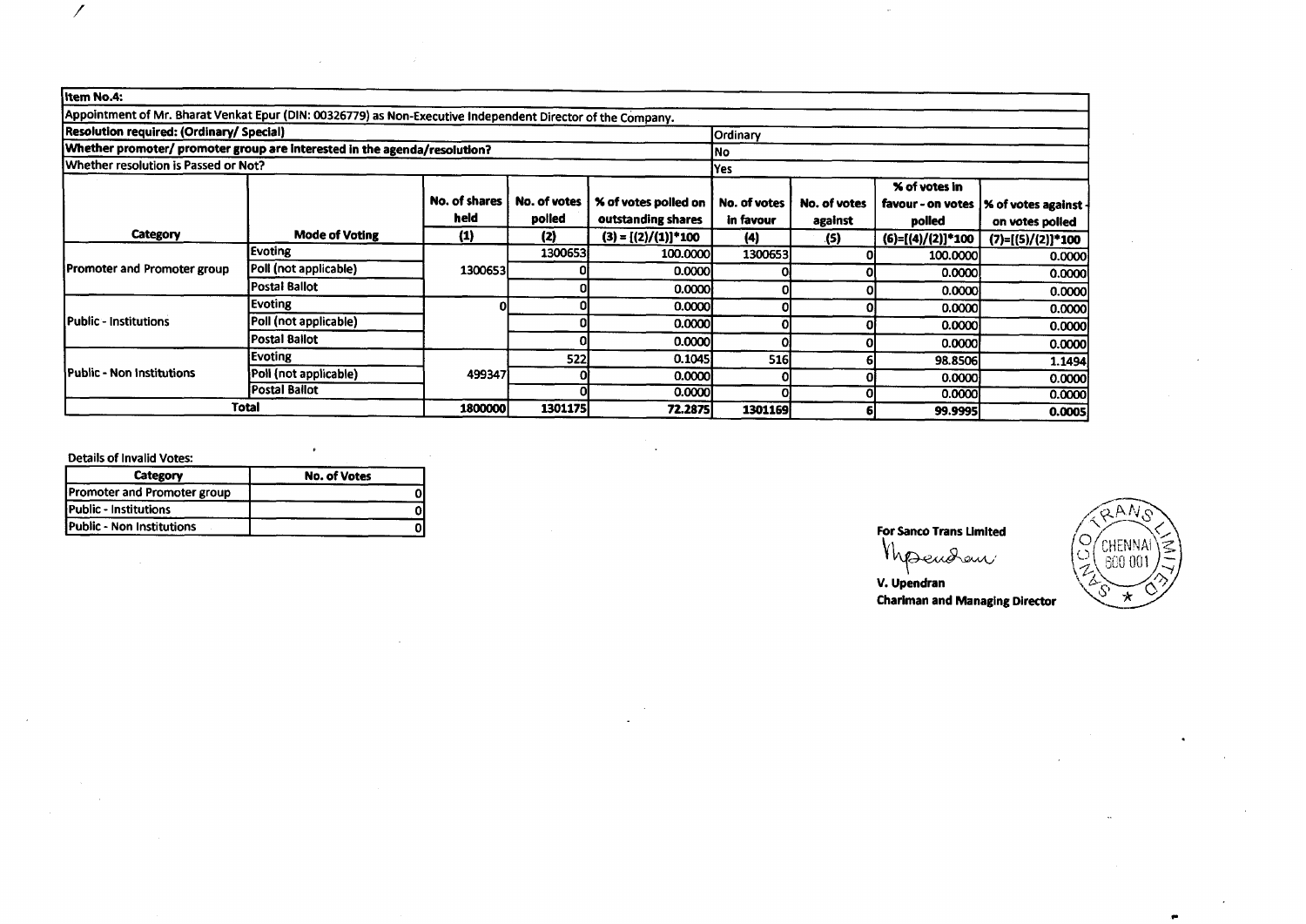| Item No.4: | | | | | | | | |
|---|---|---|---|---|---|---|---|---|
| Appointment of Mr. Bharat Venkat Epur (DIN: 00326779) as Non-Executive Independent Director of the Company. | | | | | | | | |
| Resolution required: (Ordinary/ Special) | | | | | Ordinary | | | |
| Whether promoter/ promoter group are interested in the agenda/resolution? | | | | | No | | | |
| Whether resolution is Passed or Not? | | | | | Yes | | | |
| Category | Mode of Voting | No. of shares held (1) | No. of votes polled (2) | % of votes polled on outstanding shares (3) = [(2)/(1)]*100 | No. of votes in favour (4) | No. of votes against (5) | % of votes in favour - on votes polled (6)=[(4)/(2)]*100 | % of votes against - on votes polled (7)=[(5)/(2)]*100 |
| Promoter and Promoter group | Evoting | 1300653 | 1300653 | 100.0000 | 1300653 | 0 | 100.0000 | 0.0000 |
| | Poll (not applicable) | | 0 | 0.0000 | 0 | 0 | 0.0000 | 0.0000 |
| | Postal Ballot | | 0 | 0.0000 | 0 | 0 | 0.0000 | 0.0000 |
| Public - Institutions | Evoting | 0 | 0 | 0.0000 | 0 | 0 | 0.0000 | 0.0000 |
| | Poll (not applicable) | | 0 | 0.0000 | 0 | 0 | 0.0000 | 0.0000 |
| | Postal Ballot | | 0 | 0.0000 | 0 | 0 | 0.0000 | 0.0000 |
| Public - Non Institutions | Evoting | 499347 | 522 | 0.1045 | 516 | 6 | 98.8506 | 1.1494 |
| | Poll (not applicable) | | 0 | 0.0000 | 0 | 0 | 0.0000 | 0.0000 |
| | Postal Ballot | | 0 | 0.0000 | 0 | 0 | 0.0000 | 0.0000 |
| Total | | 1800000 | 1301175 | 72.2875 | 1301169 | 6 | 99.9995 | 0.0005 |

Details of Invalid Votes:

| Category | No. of Votes |
|---|---|
| Promoter and Promoter group | 0 |
| Public - Institutions | 0 |
| Public - Non Institutions | 0 |

**For Sanco Trans Limited**

**V. Upendran**
**Chariman and Managing Director**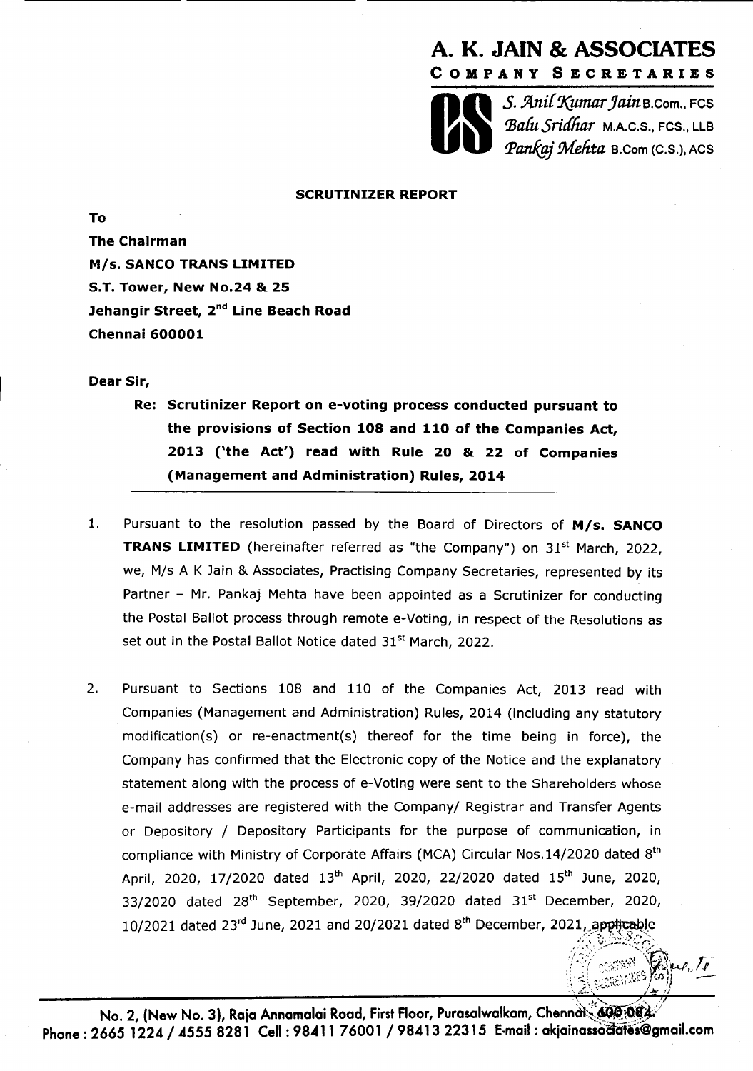# A. K. JAIN & ASSOCIATES

**COMPANY SECRETARIES**

*S. Anil Kumar Jain* B.Com., FCS
*Balu Sridhar* M.A.C.S., FCS., LLB
*Pankaj Mehta* B.Com (C.S.), ACS

## SCRUTINIZER REPORT

**To**
**The Chairman**
**M/s. SANCO TRANS LIMITED**
**S.T. Tower, New No.24 & 25**
**Jehangir Street, 2nd Line Beach Road**
**Chennai 600001**

**Dear Sir,**

**Re: Scrutinizer Report on e-voting process conducted pursuant to the provisions of Section 108 and 110 of the Companies Act, 2013 ('the Act') read with Rule 20 & 22 of Companies (Management and Administration) Rules, 2014**

1. Pursuant to the resolution passed by the Board of Directors of **M/s. SANCO TRANS LIMITED** (hereinafter referred as "the Company") on 31st March, 2022, we, M/s A K Jain & Associates, Practising Company Secretaries, represented by its Partner – Mr. Pankaj Mehta have been appointed as a Scrutinizer for conducting the Postal Ballot process through remote e-Voting, in respect of the Resolutions as set out in the Postal Ballot Notice dated 31st March, 2022.

2. Pursuant to Sections 108 and 110 of the Companies Act, 2013 read with Companies (Management and Administration) Rules, 2014 (including any statutory modification(s) or re-enactment(s) thereof for the time being in force), the Company has confirmed that the Electronic copy of the Notice and the explanatory statement along with the process of e-Voting were sent to the Shareholders whose e-mail addresses are registered with the Company/ Registrar and Transfer Agents or Depository / Depository Participants for the purpose of communication, in compliance with Ministry of Corporate Affairs (MCA) Circular Nos.14/2020 dated 8th April, 2020, 17/2020 dated 13th April, 2020, 22/2020 dated 15th June, 2020, 33/2020 dated 28th September, 2020, 39/2020 dated 31st December, 2020, 10/2021 dated 23rd June, 2021 and 20/2021 dated 8th December, 2021, applicable

No. 2, (New No. 3), Raja Annamalai Road, First Floor, Purasalwalkam, Chennai - 600 084.
Phone : 2665 1224 / 4555 8281 Cell : 98411 76001 / 98413 22315 E-mail : akjainassociates@gmail.com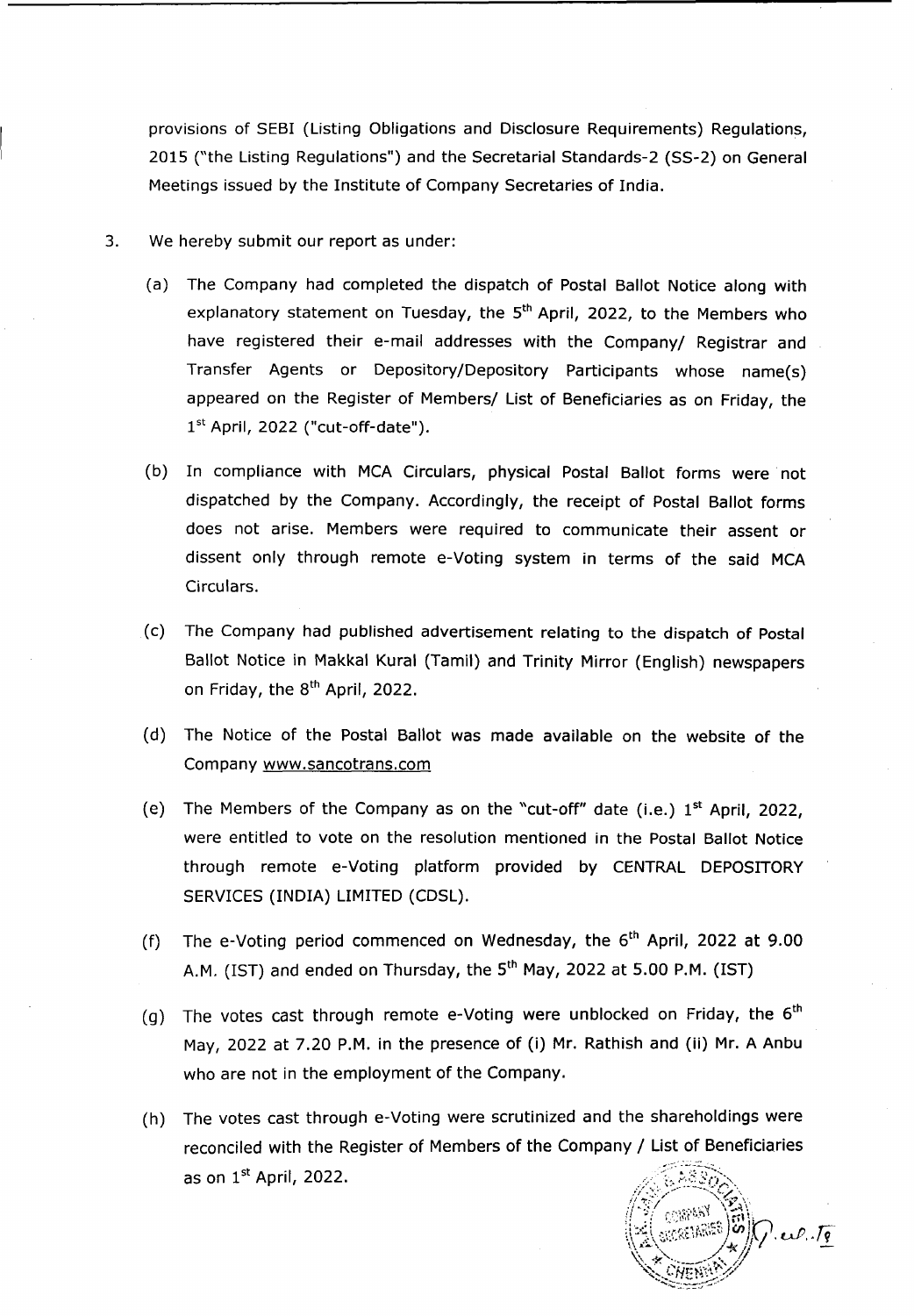provisions of SEBI (Listing Obligations and Disclosure Requirements) Regulations, 2015 ("the Listing Regulations") and the Secretarial Standards-2 (SS-2) on General Meetings issued by the Institute of Company Secretaries of India.

3. We hereby submit our report as under:

   (a) The Company had completed the dispatch of Postal Ballot Notice along with explanatory statement on Tuesday, the 5th April, 2022, to the Members who have registered their e-mail addresses with the Company/ Registrar and Transfer Agents or Depository/Depository Participants whose name(s) appeared on the Register of Members/ List of Beneficiaries as on Friday, the 1st April, 2022 ("cut-off-date").

   (b) In compliance with MCA Circulars, physical Postal Ballot forms were not dispatched by the Company. Accordingly, the receipt of Postal Ballot forms does not arise. Members were required to communicate their assent or dissent only through remote e-Voting system in terms of the said MCA Circulars.

   (c) The Company had published advertisement relating to the dispatch of Postal Ballot Notice in Makkal Kural (Tamil) and Trinity Mirror (English) newspapers on Friday, the 8th April, 2022.

   (d) The Notice of the Postal Ballot was made available on the website of the Company www.sancotrans.com

   (e) The Members of the Company as on the "cut-off" date (i.e.) 1st April, 2022, were entitled to vote on the resolution mentioned in the Postal Ballot Notice through remote e-Voting platform provided by CENTRAL DEPOSITORY SERVICES (INDIA) LIMITED (CDSL).

   (f) The e-Voting period commenced on Wednesday, the 6th April, 2022 at 9.00 A.M. (IST) and ended on Thursday, the 5th May, 2022 at 5.00 P.M. (IST)

   (g) The votes cast through remote e-Voting were unblocked on Friday, the 6th May, 2022 at 7.20 P.M. in the presence of (i) Mr. Rathish and (ii) Mr. A Anbu who are not in the employment of the Company.

   (h) The votes cast through e-Voting were scrutinized and the shareholdings were reconciled with the Register of Members of the Company / List of Beneficiaries as on 1st April, 2022.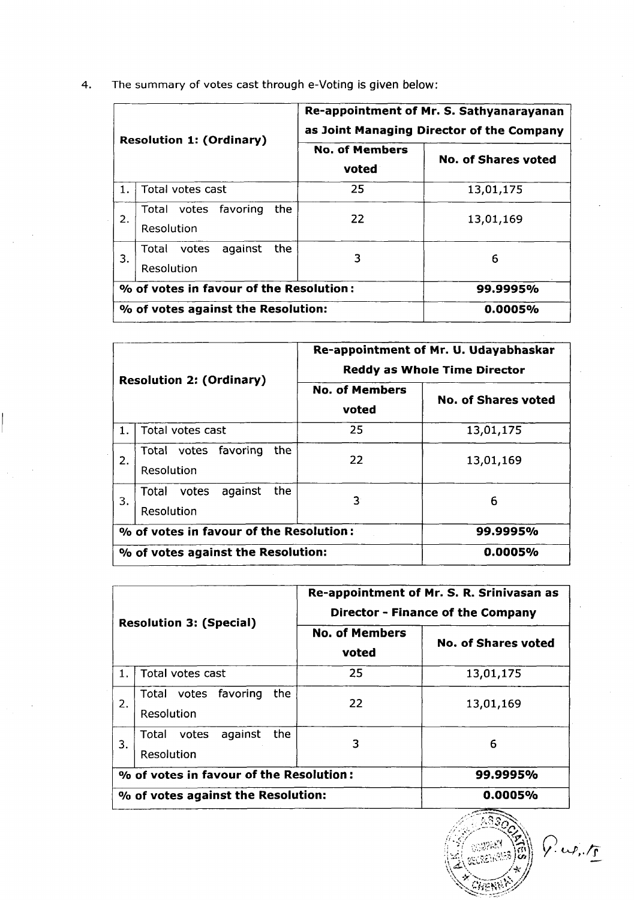4. The summary of votes cast through e-Voting is given below:

| Resolution 1: (Ordinary) | | Re-appointment of Mr. S. Sathyanarayanan as Joint Managing Director of the Company | |
|---|---|---|---|
| | | No. of Members voted | No. of Shares voted |
| 1. | Total votes cast | 25 | 13,01,175 |
| 2. | Total votes favoring the Resolution | 22 | 13,01,169 |
| 3. | Total votes against the Resolution | 3 | 6 |
| % of votes in favour of the Resolution: | | | 99.9995% |
| % of votes against the Resolution: | | | 0.0005% |

| Resolution 2: (Ordinary) | | Re-appointment of Mr. U. Udayabhaskar Reddy as Whole Time Director | |
|---|---|---|---|
| | | No. of Members voted | No. of Shares voted |
| 1. | Total votes cast | 25 | 13,01,175 |
| 2. | Total votes favoring the Resolution | 22 | 13,01,169 |
| 3. | Total votes against the Resolution | 3 | 6 |
| % of votes in favour of the Resolution: | | | 99.9995% |
| % of votes against the Resolution: | | | 0.0005% |

| Resolution 3: (Special) | | Re-appointment of Mr. S. R. Srinivasan as Director - Finance of the Company | |
|---|---|---|---|
| | | No. of Members voted | No. of Shares voted |
| 1. | Total votes cast | 25 | 13,01,175 |
| 2. | Total votes favoring the Resolution | 22 | 13,01,169 |
| 3. | Total votes against the Resolution | 3 | 6 |
| % of votes in favour of the Resolution: | | | 99.9995% |
| % of votes against the Resolution: | | | 0.0005% |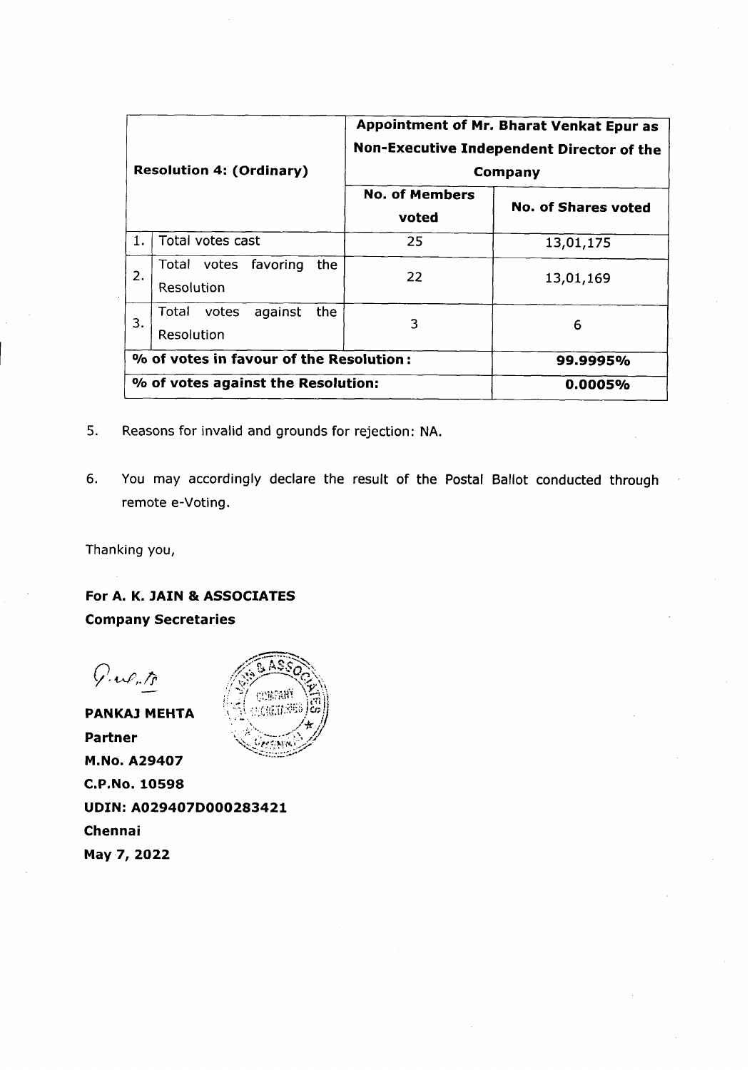| Resolution 4: (Ordinary) | | Appointment of Mr. Bharat Venkat Epur as Non-Executive Independent Director of the Company | |
|---|---|---|---|
| | | **No. of Members voted** | **No. of Shares voted** |
| 1. | Total votes cast | 25 | 13,01,175 |
| 2. | Total votes favoring the Resolution | 22 | 13,01,169 |
| 3. | Total votes against the Resolution | 3 | 6 |
| **% of votes in favour of the Resolution:** | | | **99.9995%** |
| **% of votes against the Resolution:** | | | **0.0005%** |

5. Reasons for invalid and grounds for rejection: NA.

6. You may accordingly declare the result of the Postal Ballot conducted through remote e-Voting.

Thanking you,

**For A. K. JAIN & ASSOCIATES**
**Company Secretaries**

**PANKAJ MEHTA**
**Partner**
**M.No. A29407**
**C.P.No. 10598**
**UDIN: A029407D000283421**
**Chennai**
**May 7, 2022**